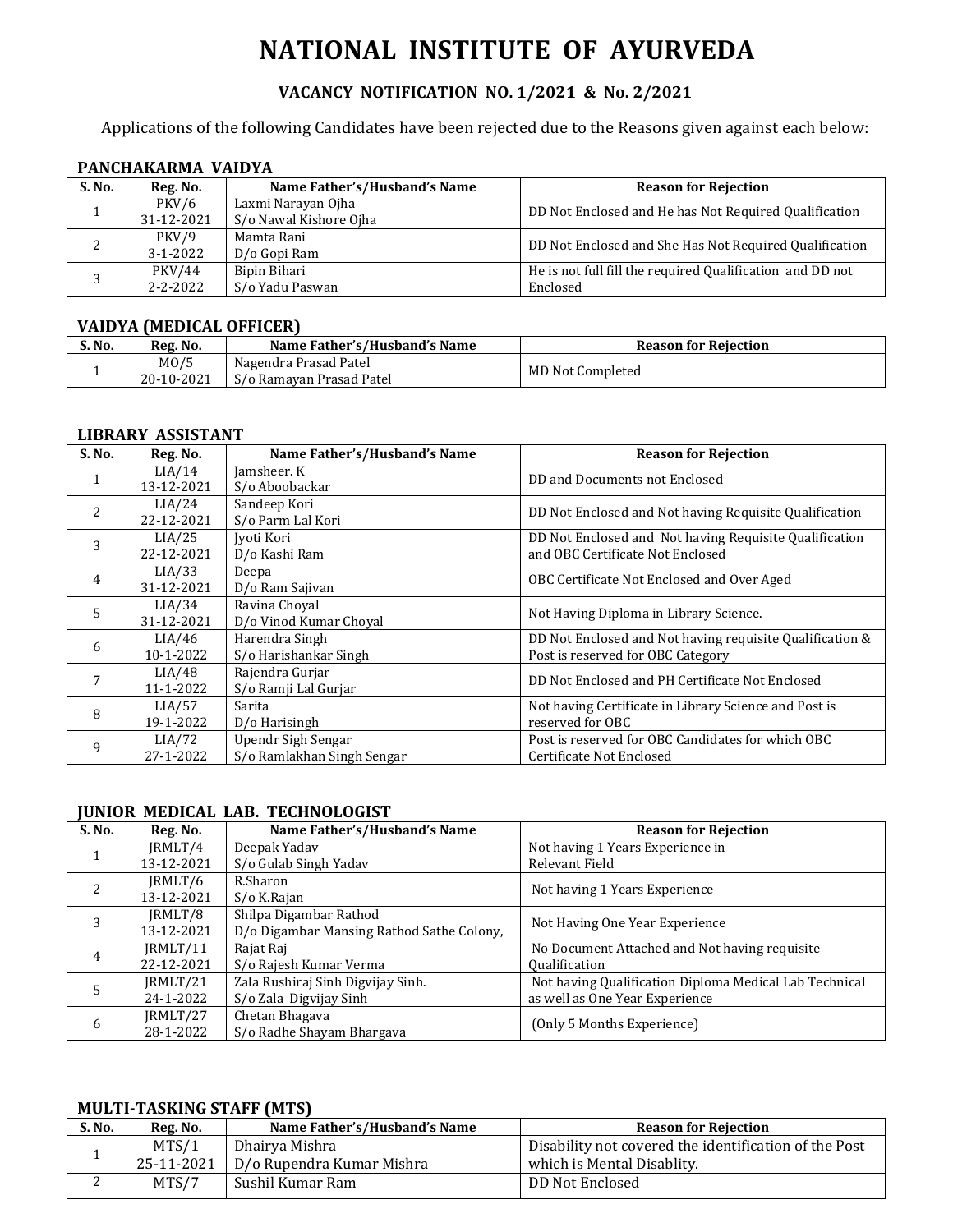# NATIONAL INSTITUTE OF AYURVEDA

## VACANCY NOTIFICATION NO. 1/2021 & No. 2/2021

Applications of the following Candidates have been rejected due to the Reasons given against each below:

### PANCHAKARMA VAIDYA

| S. No. | Reg. No. | Name Father's/Husband's Name | Reason for Rejection |
|---|---|---|---|
| 1 | PKV/6 31-12-2021 | Laxmi Narayan Ojha S/o Nawal Kishore Ojha | DD Not Enclosed and He has Not Required Qualification |
| 2 | PKV/9 3-1-2022 | Mamta Rani D/o Gopi Ram | DD Not Enclosed and She Has Not Required Qualification |
| 3 | PKV/44 2-2-2022 | Bipin Bihari S/o Yadu Paswan | He is not full fill the required Qualification and DD not Enclosed |

### VAIDYA (MEDICAL OFFICER)

| S. No. | Reg. No. | Name Father's/Husband's Name | Reason for Rejection |
|---|---|---|---|
| 1 | MO/5 20-10-2021 | Nagendra Prasad Patel S/o Ramayan Prasad Patel | MD Not Completed |

### LIBRARY ASSISTANT

| S. No. | Reg. No. | Name Father's/Husband's Name | Reason for Rejection |
|---|---|---|---|
| 1 | LIA/14 13-12-2021 | Jamsheer. K S/o Aboobackar | DD and Documents not Enclosed |
| 2 | LIA/24 22-12-2021 | Sandeep Kori S/o Parm Lal Kori | DD Not Enclosed and Not having Requisite Qualification |
| 3 | LIA/25 22-12-2021 | Jyoti Kori D/o Kashi Ram | DD Not Enclosed and Not having Requisite Qualification and OBC Certificate Not Enclosed |
| 4 | LIA/33 31-12-2021 | Deepa D/o Ram Sajivan | OBC Certificate Not Enclosed and Over Aged |
| 5 | LIA/34 31-12-2021 | Ravina Choyal D/o Vinod Kumar Choyal | Not Having Diploma in Library Science. |
| 6 | LIA/46 10-1-2022 | Harendra Singh S/o Harishankar Singh | DD Not Enclosed and Not having requisite Qualification & Post is reserved for OBC Category |
| 7 | LIA/48 11-1-2022 | Rajendra Gurjar S/o Ramji Lal Gurjar | DD Not Enclosed and PH Certificate Not Enclosed |
| 8 | LIA/57 19-1-2022 | Sarita D/o Harisingh | Not having Certificate in Library Science and Post is reserved for OBC |
| 9 | LIA/72 27-1-2022 | Upendr Sigh Sengar S/o Ramlakhan Singh Sengar | Post is reserved for OBC Candidates for which OBC Certificate Not Enclosed |

### JUNIOR MEDICAL LAB. TECHNOLOGIST

| S. No. | Reg. No. | Name Father's/Husband's Name | Reason for Rejection |
|---|---|---|---|
| 1 | JRMLT/4 13-12-2021 | Deepak Yadav S/o Gulab Singh Yadav | Not having 1 Years Experience in Relevant Field |
| 2 | JRMLT/6 13-12-2021 | R.Sharon S/o K.Rajan | Not having 1 Years Experience |
| 3 | JRMLT/8 13-12-2021 | Shilpa Digambar Rathod D/o Digambar Mansing Rathod Sathe Colony, | Not Having One Year Experience |
| 4 | JRMLT/11 22-12-2021 | Rajat Raj S/o Rajesh Kumar Verma | No Document Attached and Not having requisite Qualification |
| 5 | JRMLT/21 24-1-2022 | Zala Rushiraj Sinh Digvijay Sinh. S/o Zala Digvijay Sinh | Not having Qualification Diploma Medical Lab Technical as well as One Year Experience |
| 6 | JRMLT/27 28-1-2022 | Chetan Bhagava S/o Radhe Shayam Bhargava | (Only 5 Months Experience) |

### MULTI-TASKING STAFF (MTS)

| S. No. | Reg. No. | Name Father's/Husband's Name | Reason for Rejection |
|---|---|---|---|
| 1 | MTS/1 25-11-2021 | Dhairya Mishra D/o Rupendra Kumar Mishra | Disability not covered the identification of the Post which is Mental Disablity. |
| 2 | MTS/7 | Sushil Kumar Ram | DD Not Enclosed |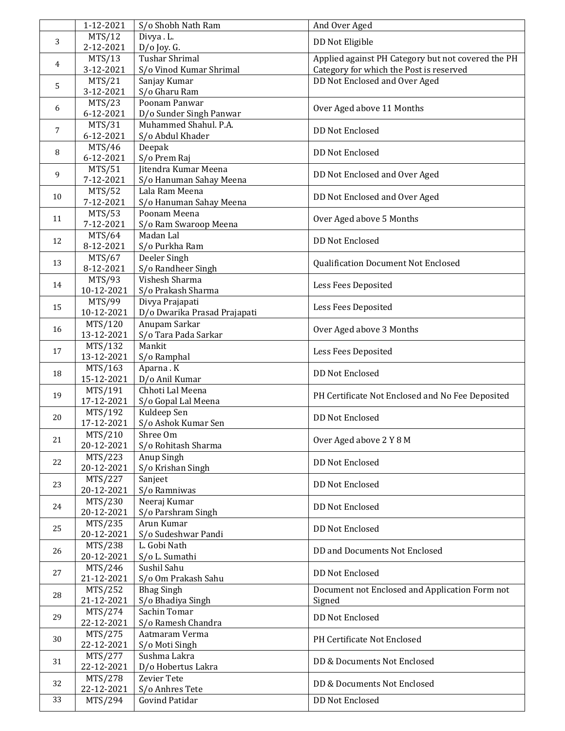| | | | |
|---|---|---|---|
| | 1-12-2021 | S/o Shobh Nath Ram | And Over Aged |
| 3 | MTS/12<br>2-12-2021 | Divya . L.<br>D/o Joy. G. | DD Not Eligible |
| 4 | MTS/13<br>3-12-2021 | Tushar Shrimal<br>S/o Vinod Kumar Shrimal | Applied against PH Category but not covered the PH Category for which the Post is reserved |
| 5 | MTS/21<br>3-12-2021 | Sanjay Kumar<br>S/o Gharu Ram | DD Not Enclosed and Over Aged |
| 6 | MTS/23<br>6-12-2021 | Poonam Panwar<br>D/o Sunder Singh Panwar | Over Aged above 11 Months |
| 7 | MTS/31<br>6-12-2021 | Muhammed Shahul. P.A.<br>S/o Abdul Khader | DD Not Enclosed |
| 8 | MTS/46<br>6-12-2021 | Deepak<br>S/o Prem Raj | DD Not Enclosed |
| 9 | MTS/51<br>7-12-2021 | Jitendra Kumar Meena<br>S/o Hanuman Sahay Meena | DD Not Enclosed and Over Aged |
| 10 | MTS/52<br>7-12-2021 | Lala Ram Meena<br>S/o Hanuman Sahay Meena | DD Not Enclosed and Over Aged |
| 11 | MTS/53<br>7-12-2021 | Poonam Meena<br>S/o Ram Swaroop Meena | Over Aged above 5 Months |
| 12 | MTS/64<br>8-12-2021 | Madan Lal<br>S/o Purkha Ram | DD Not Enclosed |
| 13 | MTS/67<br>8-12-2021 | Deeler Singh<br>S/o Randheer Singh | Qualification Document Not Enclosed |
| 14 | MTS/93<br>10-12-2021 | Vishesh Sharma<br>S/o Prakash Sharma | Less Fees Deposited |
| 15 | MTS/99<br>10-12-2021 | Divya Prajapati<br>D/o Dwarika Prasad Prajapati | Less Fees Deposited |
| 16 | MTS/120<br>13-12-2021 | Anupam Sarkar<br>S/o Tara Pada Sarkar | Over Aged above 3 Months |
| 17 | MTS/132<br>13-12-2021 | Mankit<br>S/o Ramphal | Less Fees Deposited |
| 18 | MTS/163<br>15-12-2021 | Aparna . K<br>D/o Anil Kumar | DD Not Enclosed |
| 19 | MTS/191<br>17-12-2021 | Chhoti Lal Meena<br>S/o Gopal Lal Meena | PH Certificate Not Enclosed and No Fee Deposited |
| 20 | MTS/192<br>17-12-2021 | Kuldeep Sen<br>S/o Ashok Kumar Sen | DD Not Enclosed |
| 21 | MTS/210<br>20-12-2021 | Shree Om<br>S/o Rohitash Sharma | Over Aged above 2 Y 8 M |
| 22 | MTS/223<br>20-12-2021 | Anup Singh<br>S/o Krishan Singh | DD Not Enclosed |
| 23 | MTS/227<br>20-12-2021 | Sanjeet<br>S/o Ramniwas | DD Not Enclosed |
| 24 | MTS/230<br>20-12-2021 | Neeraj Kumar<br>S/o Parshram Singh | DD Not Enclosed |
| 25 | MTS/235<br>20-12-2021 | Arun Kumar<br>S/o Sudeshwar Pandi | DD Not Enclosed |
| 26 | MTS/238<br>20-12-2021 | L. Gobi Nath<br>S/o L. Sumathi | DD and Documents Not Enclosed |
| 27 | MTS/246<br>21-12-2021 | Sushil Sahu<br>S/o Om Prakash Sahu | DD Not Enclosed |
| 28 | MTS/252<br>21-12-2021 | Bhag Singh<br>S/o Bhadiya Singh | Document not Enclosed and Application Form not Signed |
| 29 | MTS/274<br>22-12-2021 | Sachin Tomar<br>S/o Ramesh Chandra | DD Not Enclosed |
| 30 | MTS/275<br>22-12-2021 | Aatmaram Verma<br>S/o Moti Singh | PH Certificate Not Enclosed |
| 31 | MTS/277<br>22-12-2021 | Sushma Lakra<br>D/o Hobertus Lakra | DD & Documents Not Enclosed |
| 32 | MTS/278<br>22-12-2021 | Zevier Tete<br>S/o Anhres Tete | DD & Documents Not Enclosed |
| 33 | MTS/294 | Govind Patidar | DD Not Enclosed |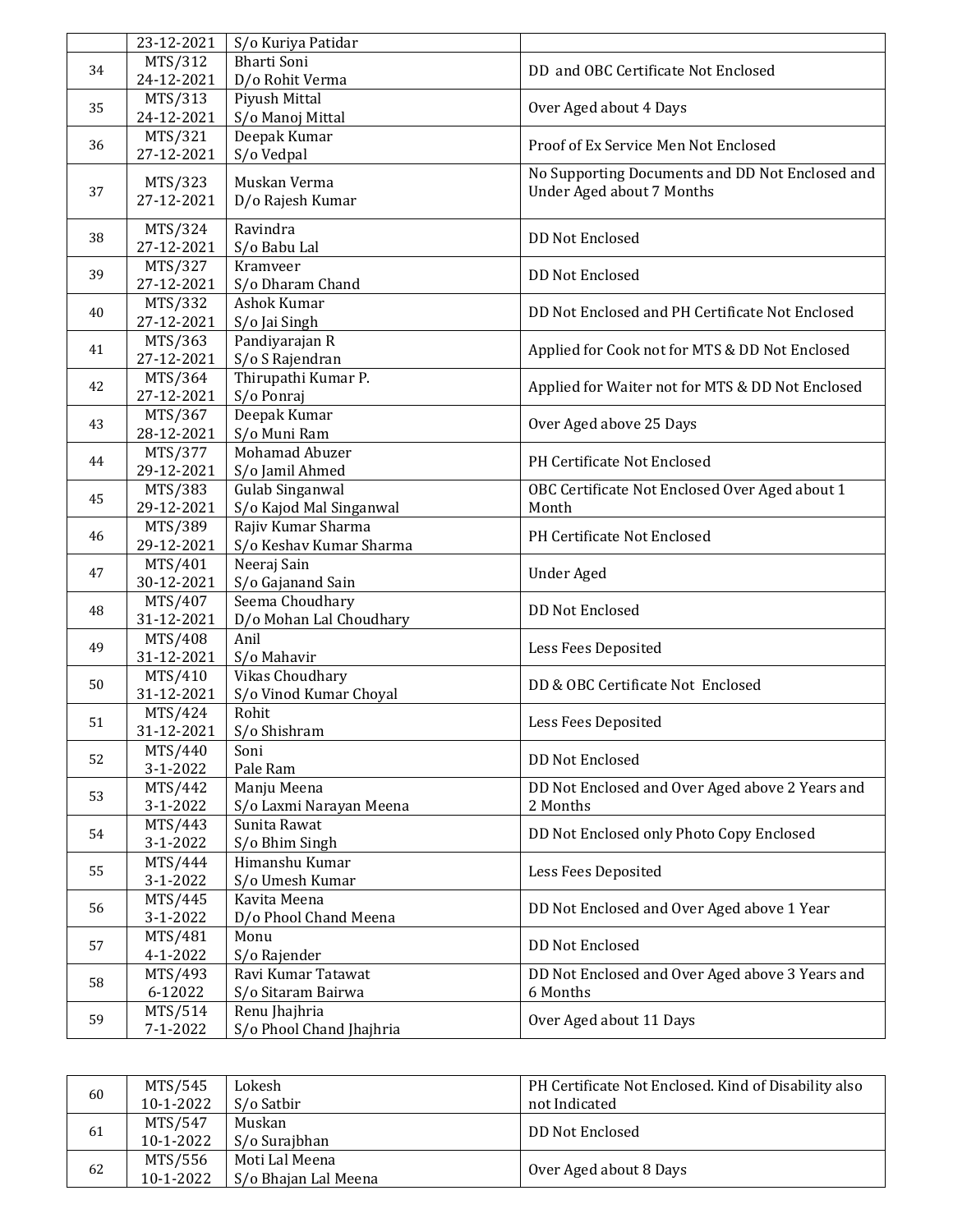|  | 23-12-2021 | S/o Kuriya Patidar |  |
|---|---|---|---|
| 34 | MTS/312<br>24-12-2021 | Bharti Soni<br>D/o Rohit Verma | DD and OBC Certificate Not Enclosed |
| 35 | MTS/313<br>24-12-2021 | Piyush Mittal<br>S/o Manoj Mittal | Over Aged about 4 Days |
| 36 | MTS/321<br>27-12-2021 | Deepak Kumar<br>S/o Vedpal | Proof of Ex Service Men Not Enclosed |
| 37 | MTS/323<br>27-12-2021 | Muskan Verma<br>D/o Rajesh Kumar | No Supporting Documents and DD Not Enclosed and Under Aged about 7 Months |
| 38 | MTS/324<br>27-12-2021 | Ravindra<br>S/o Babu Lal | DD Not Enclosed |
| 39 | MTS/327<br>27-12-2021 | Kramveer<br>S/o Dharam Chand | DD Not Enclosed |
| 40 | MTS/332<br>27-12-2021 | Ashok Kumar<br>S/o Jai Singh | DD Not Enclosed and PH Certificate Not Enclosed |
| 41 | MTS/363<br>27-12-2021 | Pandiyarajan R<br>S/o S Rajendran | Applied for Cook not for MTS & DD Not Enclosed |
| 42 | MTS/364<br>27-12-2021 | Thirupathi Kumar P.<br>S/o Ponraj | Applied for Waiter not for MTS & DD Not Enclosed |
| 43 | MTS/367<br>28-12-2021 | Deepak Kumar<br>S/o Muni Ram | Over Aged above 25 Days |
| 44 | MTS/377<br>29-12-2021 | Mohamad Abuzer<br>S/o Jamil Ahmed | PH Certificate Not Enclosed |
| 45 | MTS/383<br>29-12-2021 | Gulab Singanwal<br>S/o Kajod Mal Singanwal | OBC Certificate Not Enclosed Over Aged about 1 Month |
| 46 | MTS/389<br>29-12-2021 | Rajiv Kumar Sharma<br>S/o Keshav Kumar Sharma | PH Certificate Not Enclosed |
| 47 | MTS/401<br>30-12-2021 | Neeraj Sain<br>S/o Gajanand Sain | Under Aged |
| 48 | MTS/407<br>31-12-2021 | Seema Choudhary<br>D/o Mohan Lal Choudhary | DD Not Enclosed |
| 49 | MTS/408<br>31-12-2021 | Anil<br>S/o Mahavir | Less Fees Deposited |
| 50 | MTS/410<br>31-12-2021 | Vikas Choudhary<br>S/o Vinod Kumar Choyal | DD & OBC Certificate Not Enclosed |
| 51 | MTS/424<br>31-12-2021 | Rohit<br>S/o Shishram | Less Fees Deposited |
| 52 | MTS/440<br>3-1-2022 | Soni<br>Pale Ram | DD Not Enclosed |
| 53 | MTS/442<br>3-1-2022 | Manju Meena<br>S/o Laxmi Narayan Meena | DD Not Enclosed and Over Aged above 2 Years and 2 Months |
| 54 | MTS/443<br>3-1-2022 | Sunita Rawat<br>S/o Bhim Singh | DD Not Enclosed only Photo Copy Enclosed |
| 55 | MTS/444<br>3-1-2022 | Himanshu Kumar<br>S/o Umesh Kumar | Less Fees Deposited |
| 56 | MTS/445<br>3-1-2022 | Kavita Meena<br>D/o Phool Chand Meena | DD Not Enclosed and Over Aged above 1 Year |
| 57 | MTS/481<br>4-1-2022 | Monu<br>S/o Rajender | DD Not Enclosed |
| 58 | MTS/493<br>6-12022 | Ravi Kumar Tatawat<br>S/o Sitaram Bairwa | DD Not Enclosed and Over Aged above 3 Years and 6 Months |
| 59 | MTS/514<br>7-1-2022 | Renu Jhajhria<br>S/o Phool Chand Jhajhria | Over Aged about 11 Days |
| 60 | MTS/545<br>10-1-2022 | Lokesh<br>S/o Satbir | PH Certificate Not Enclosed. Kind of Disability also not Indicated |
| 61 | MTS/547<br>10-1-2022 | Muskan<br>S/o Surajbhan | DD Not Enclosed |
| 62 | MTS/556<br>10-1-2022 | Moti Lal Meena<br>S/o Bhajan Lal Meena | Over Aged about 8 Days |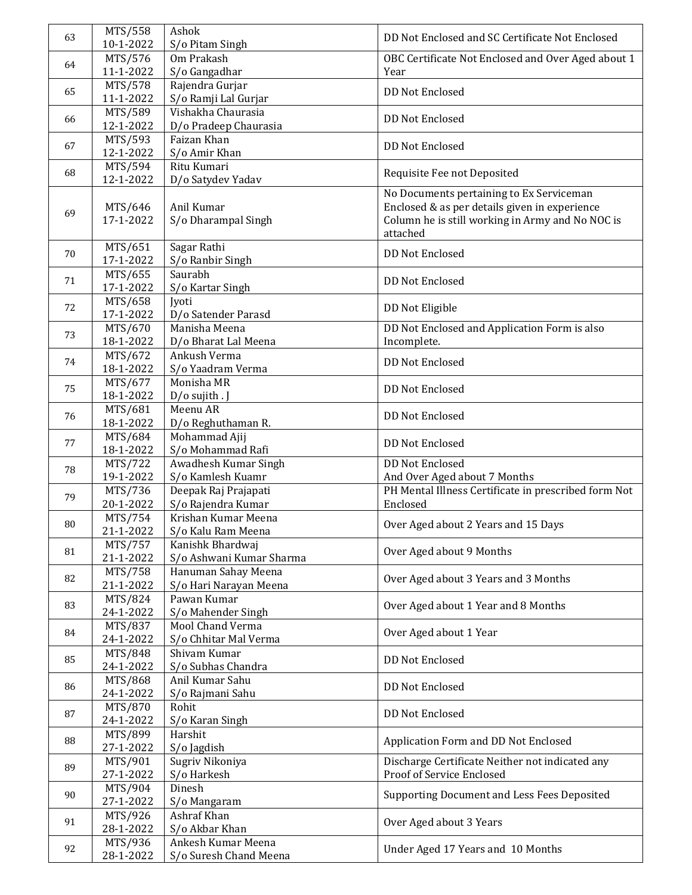| 63 | MTS/558 10-1-2022 | Ashok S/o Pitam Singh | DD Not Enclosed and SC Certificate Not Enclosed |
|---|---|---|---|
| 64 | MTS/576 11-1-2022 | Om Prakash S/o Gangadhar | OBC Certificate Not Enclosed and Over Aged about 1 Year |
| 65 | MTS/578 11-1-2022 | Rajendra Gurjar S/o Ramji Lal Gurjar | DD Not Enclosed |
| 66 | MTS/589 12-1-2022 | Vishakha Chaurasia D/o Pradeep Chaurasia | DD Not Enclosed |
| 67 | MTS/593 12-1-2022 | Faizan Khan S/o Amir Khan | DD Not Enclosed |
| 68 | MTS/594 12-1-2022 | Ritu Kumari D/o Satydev Yadav | Requisite Fee not Deposited |
| 69 | MTS/646 17-1-2022 | Anil Kumar S/o Dharampal Singh | No Documents pertaining to Ex Serviceman Enclosed & as per details given in experience Column he is still working in Army and No NOC is attached |
| 70 | MTS/651 17-1-2022 | Sagar Rathi S/o Ranbir Singh | DD Not Enclosed |
| 71 | MTS/655 17-1-2022 | Saurabh S/o Kartar Singh | DD Not Enclosed |
| 72 | MTS/658 17-1-2022 | Jyoti D/o Satender Parasd | DD Not Eligible |
| 73 | MTS/670 18-1-2022 | Manisha Meena D/o Bharat Lal Meena | DD Not Enclosed and Application Form is also Incomplete. |
| 74 | MTS/672 18-1-2022 | Ankush Verma S/o Yaadram Verma | DD Not Enclosed |
| 75 | MTS/677 18-1-2022 | Monisha MR D/o sujith . J | DD Not Enclosed |
| 76 | MTS/681 18-1-2022 | Meenu AR D/o Reghuthaman R. | DD Not Enclosed |
| 77 | MTS/684 18-1-2022 | Mohammad Ajij S/o Mohammad Rafi | DD Not Enclosed |
| 78 | MTS/722 19-1-2022 | Awadhesh Kumar Singh S/o Kamlesh Kuamr | DD Not Enclosed And Over Aged about 7 Months |
| 79 | MTS/736 20-1-2022 | Deepak Raj Prajapati S/o Rajendra Kumar | PH Mental Illness Certificate in prescribed form Not Enclosed |
| 80 | MTS/754 21-1-2022 | Krishan Kumar Meena S/o Kalu Ram Meena | Over Aged about 2 Years and 15 Days |
| 81 | MTS/757 21-1-2022 | Kanishk Bhardwaj S/o Ashwani Kumar Sharma | Over Aged about 9 Months |
| 82 | MTS/758 21-1-2022 | Hanuman Sahay Meena S/o Hari Narayan Meena | Over Aged about 3 Years and 3 Months |
| 83 | MTS/824 24-1-2022 | Pawan Kumar S/o Mahender Singh | Over Aged about 1 Year and 8 Months |
| 84 | MTS/837 24-1-2022 | Mool Chand Verma S/o Chhitar Mal Verma | Over Aged about 1 Year |
| 85 | MTS/848 24-1-2022 | Shivam Kumar S/o Subhas Chandra | DD Not Enclosed |
| 86 | MTS/868 24-1-2022 | Anil Kumar Sahu S/o Rajmani Sahu | DD Not Enclosed |
| 87 | MTS/870 24-1-2022 | Rohit S/o Karan Singh | DD Not Enclosed |
| 88 | MTS/899 27-1-2022 | Harshit S/o Jagdish | Application Form and DD Not Enclosed |
| 89 | MTS/901 27-1-2022 | Sugriv Nikoniya S/o Harkesh | Discharge Certificate Neither not indicated any Proof of Service Enclosed |
| 90 | MTS/904 27-1-2022 | Dinesh S/o Mangaram | Supporting Document and Less Fees Deposited |
| 91 | MTS/926 28-1-2022 | Ashraf Khan S/o Akbar Khan | Over Aged about 3 Years |
| 92 | MTS/936 28-1-2022 | Ankesh Kumar Meena S/o Suresh Chand Meena | Under Aged 17 Years and 10 Months |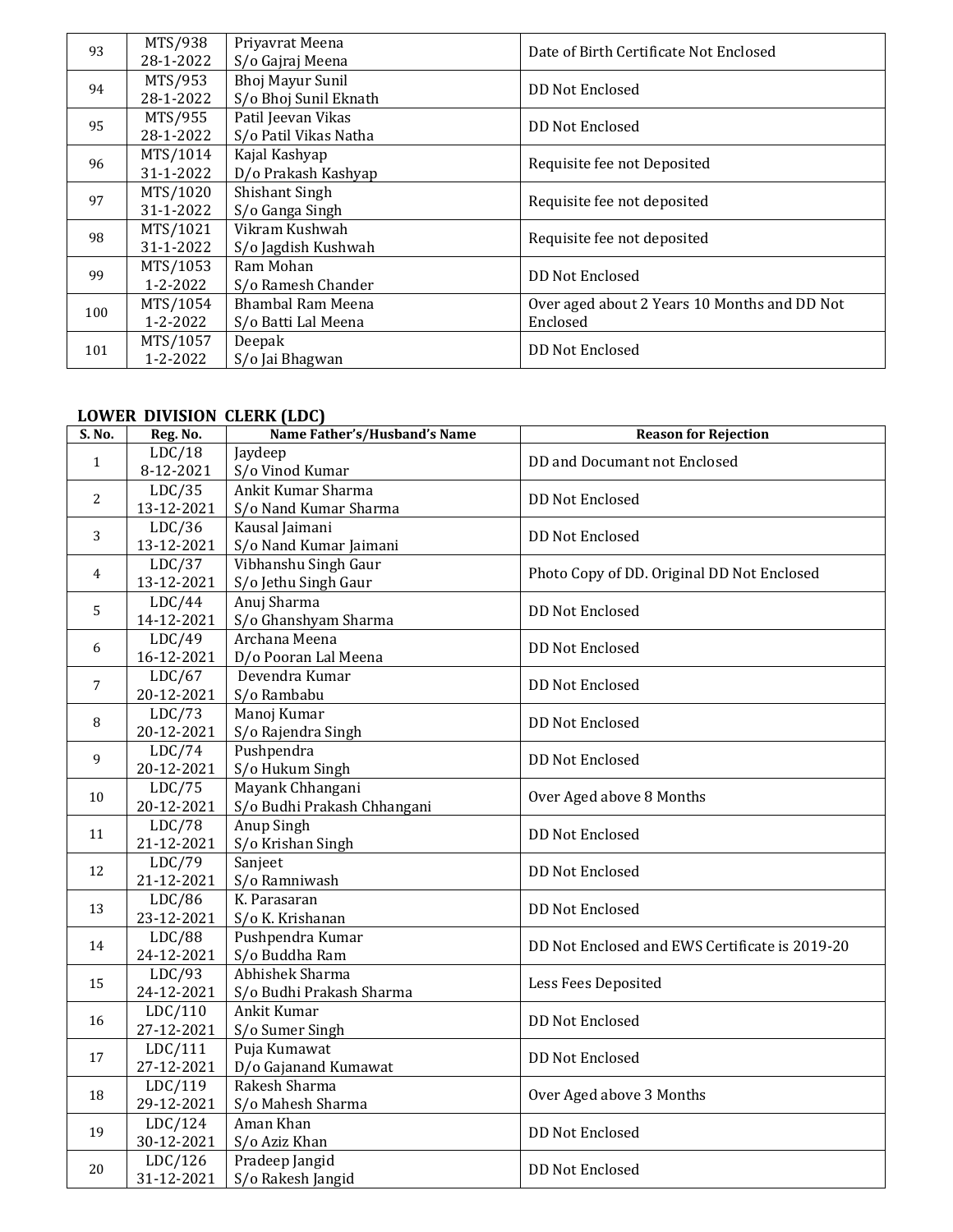| 93 | MTS/938 28-1-2022 | Priyavrat Meena S/o Gajraj Meena | Date of Birth Certificate Not Enclosed |
|---|---|---|---|
| 94 | MTS/953 28-1-2022 | Bhoj Mayur Sunil S/o Bhoj Sunil Eknath | DD Not Enclosed |
| 95 | MTS/955 28-1-2022 | Patil Jeevan Vikas S/o Patil Vikas Natha | DD Not Enclosed |
| 96 | MTS/1014 31-1-2022 | Kajal Kashyap D/o Prakash Kashyap | Requisite fee not Deposited |
| 97 | MTS/1020 31-1-2022 | Shishant Singh S/o Ganga Singh | Requisite fee not deposited |
| 98 | MTS/1021 31-1-2022 | Vikram Kushwah S/o Jagdish Kushwah | Requisite fee not deposited |
| 99 | MTS/1053 1-2-2022 | Ram Mohan S/o Ramesh Chander | DD Not Enclosed |
| 100 | MTS/1054 1-2-2022 | Bhambal Ram Meena S/o Batti Lal Meena | Over aged about 2 Years 10 Months and DD Not Enclosed |
| 101 | MTS/1057 1-2-2022 | Deepak S/o Jai Bhagwan | DD Not Enclosed |

**LOWER DIVISION CLERK (LDC)**

| S. No. | Reg. No. | Name Father's/Husband's Name | Reason for Rejection |
|---|---|---|---|
| 1 | LDC/18 8-12-2021 | Jaydeep S/o Vinod Kumar | DD and Documant not Enclosed |
| 2 | LDC/35 13-12-2021 | Ankit Kumar Sharma S/o Nand Kumar Sharma | DD Not Enclosed |
| 3 | LDC/36 13-12-2021 | Kausal Jaimani S/o Nand Kumar Jaimani | DD Not Enclosed |
| 4 | LDC/37 13-12-2021 | Vibhanshu Singh Gaur S/o Jethu Singh Gaur | Photo Copy of DD. Original DD Not Enclosed |
| 5 | LDC/44 14-12-2021 | Anuj Sharma S/o Ghanshyam Sharma | DD Not Enclosed |
| 6 | LDC/49 16-12-2021 | Archana Meena D/o Pooran Lal Meena | DD Not Enclosed |
| 7 | LDC/67 20-12-2021 | Devendra Kumar S/o Rambabu | DD Not Enclosed |
| 8 | LDC/73 20-12-2021 | Manoj Kumar S/o Rajendra Singh | DD Not Enclosed |
| 9 | LDC/74 20-12-2021 | Pushpendra S/o Hukum Singh | DD Not Enclosed |
| 10 | LDC/75 20-12-2021 | Mayank Chhangani S/o Budhi Prakash Chhangani | Over Aged above 8 Months |
| 11 | LDC/78 21-12-2021 | Anup Singh S/o Krishan Singh | DD Not Enclosed |
| 12 | LDC/79 21-12-2021 | Sanjeet S/o Ramniwash | DD Not Enclosed |
| 13 | LDC/86 23-12-2021 | K. Parasaran S/o K. Krishanan | DD Not Enclosed |
| 14 | LDC/88 24-12-2021 | Pushpendra Kumar S/o Buddha Ram | DD Not Enclosed and EWS Certificate is 2019-20 |
| 15 | LDC/93 24-12-2021 | Abhishek Sharma S/o Budhi Prakash Sharma | Less Fees Deposited |
| 16 | LDC/110 27-12-2021 | Ankit Kumar S/o Sumer Singh | DD Not Enclosed |
| 17 | LDC/111 27-12-2021 | Puja Kumawat D/o Gajanand Kumawat | DD Not Enclosed |
| 18 | LDC/119 29-12-2021 | Rakesh Sharma S/o Mahesh Sharma | Over Aged above 3 Months |
| 19 | LDC/124 30-12-2021 | Aman Khan S/o Aziz Khan | DD Not Enclosed |
| 20 | LDC/126 31-12-2021 | Pradeep Jangid S/o Rakesh Jangid | DD Not Enclosed |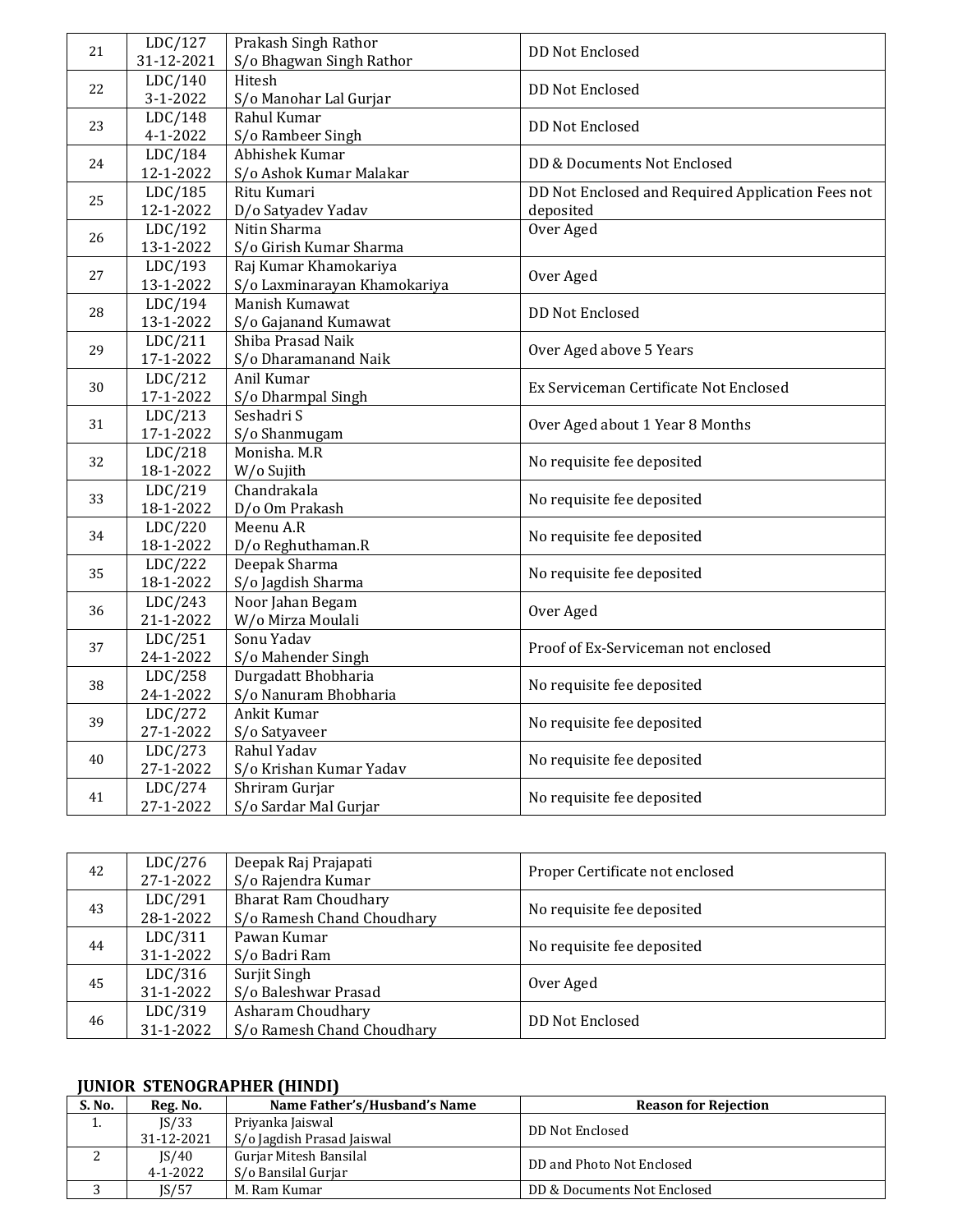| | | | |
|---|---|---|---|
| 21 | LDC/127 31-12-2021 | Prakash Singh Rathor S/o Bhagwan Singh Rathor | DD Not Enclosed |
| 22 | LDC/140 3-1-2022 | Hitesh S/o Manohar Lal Gurjar | DD Not Enclosed |
| 23 | LDC/148 4-1-2022 | Rahul Kumar S/o Rambeer Singh | DD Not Enclosed |
| 24 | LDC/184 12-1-2022 | Abhishek Kumar S/o Ashok Kumar Malakar | DD & Documents Not Enclosed |
| 25 | LDC/185 12-1-2022 | Ritu Kumari D/o Satyadev Yadav | DD Not Enclosed and Required Application Fees not deposited |
| 26 | LDC/192 13-1-2022 | Nitin Sharma S/o Girish Kumar Sharma | Over Aged |
| 27 | LDC/193 13-1-2022 | Raj Kumar Khamokariya S/o Laxminarayan Khamokariya | Over Aged |
| 28 | LDC/194 13-1-2022 | Manish Kumawat S/o Gajanand Kumawat | DD Not Enclosed |
| 29 | LDC/211 17-1-2022 | Shiba Prasad Naik S/o Dharamanand Naik | Over Aged above 5 Years |
| 30 | LDC/212 17-1-2022 | Anil Kumar S/o Dharmpal Singh | Ex Serviceman Certificate Not Enclosed |
| 31 | LDC/213 17-1-2022 | Seshadri S S/o Shanmugam | Over Aged about 1 Year 8 Months |
| 32 | LDC/218 18-1-2022 | Monisha. M.R W/o Sujith | No requisite fee deposited |
| 33 | LDC/219 18-1-2022 | Chandrakala D/o Om Prakash | No requisite fee deposited |
| 34 | LDC/220 18-1-2022 | Meenu A.R D/o Reghuthaman.R | No requisite fee deposited |
| 35 | LDC/222 18-1-2022 | Deepak Sharma S/o Jagdish Sharma | No requisite fee deposited |
| 36 | LDC/243 21-1-2022 | Noor Jahan Begam W/o Mirza Moulali | Over Aged |
| 37 | LDC/251 24-1-2022 | Sonu Yadav S/o Mahender Singh | Proof of Ex-Serviceman not enclosed |
| 38 | LDC/258 24-1-2022 | Durgadatt Bhobharia S/o Nanuram Bhobharia | No requisite fee deposited |
| 39 | LDC/272 27-1-2022 | Ankit Kumar S/o Satyaveer | No requisite fee deposited |
| 40 | LDC/273 27-1-2022 | Rahul Yadav S/o Krishan Kumar Yadav | No requisite fee deposited |
| 41 | LDC/274 27-1-2022 | Shriram Gurjar S/o Sardar Mal Gurjar | No requisite fee deposited |
| 42 | LDC/276 27-1-2022 | Deepak Raj Prajapati S/o Rajendra Kumar | Proper Certificate not enclosed |
| 43 | LDC/291 28-1-2022 | Bharat Ram Choudhary S/o Ramesh Chand Choudhary | No requisite fee deposited |
| 44 | LDC/311 31-1-2022 | Pawan Kumar S/o Badri Ram | No requisite fee deposited |
| 45 | LDC/316 31-1-2022 | Surjit Singh S/o Baleshwar Prasad | Over Aged |
| 46 | LDC/319 31-1-2022 | Asharam Choudhary S/o Ramesh Chand Choudhary | DD Not Enclosed |

### JUNIOR STENOGRAPHER (HINDI)

| S. No. | Reg. No. | Name Father's/Husband's Name | Reason for Rejection |
|---|---|---|---|
| 1. | JS/33 31-12-2021 | Priyanka Jaiswal S/o Jagdish Prasad Jaiswal | DD Not Enclosed |
| 2 | JS/40 4-1-2022 | Gurjar Mitesh Bansilal S/o Bansilal Gurjar | DD and Photo Not Enclosed |
| 3 | JS/57 | M. Ram Kumar | DD & Documents Not Enclosed |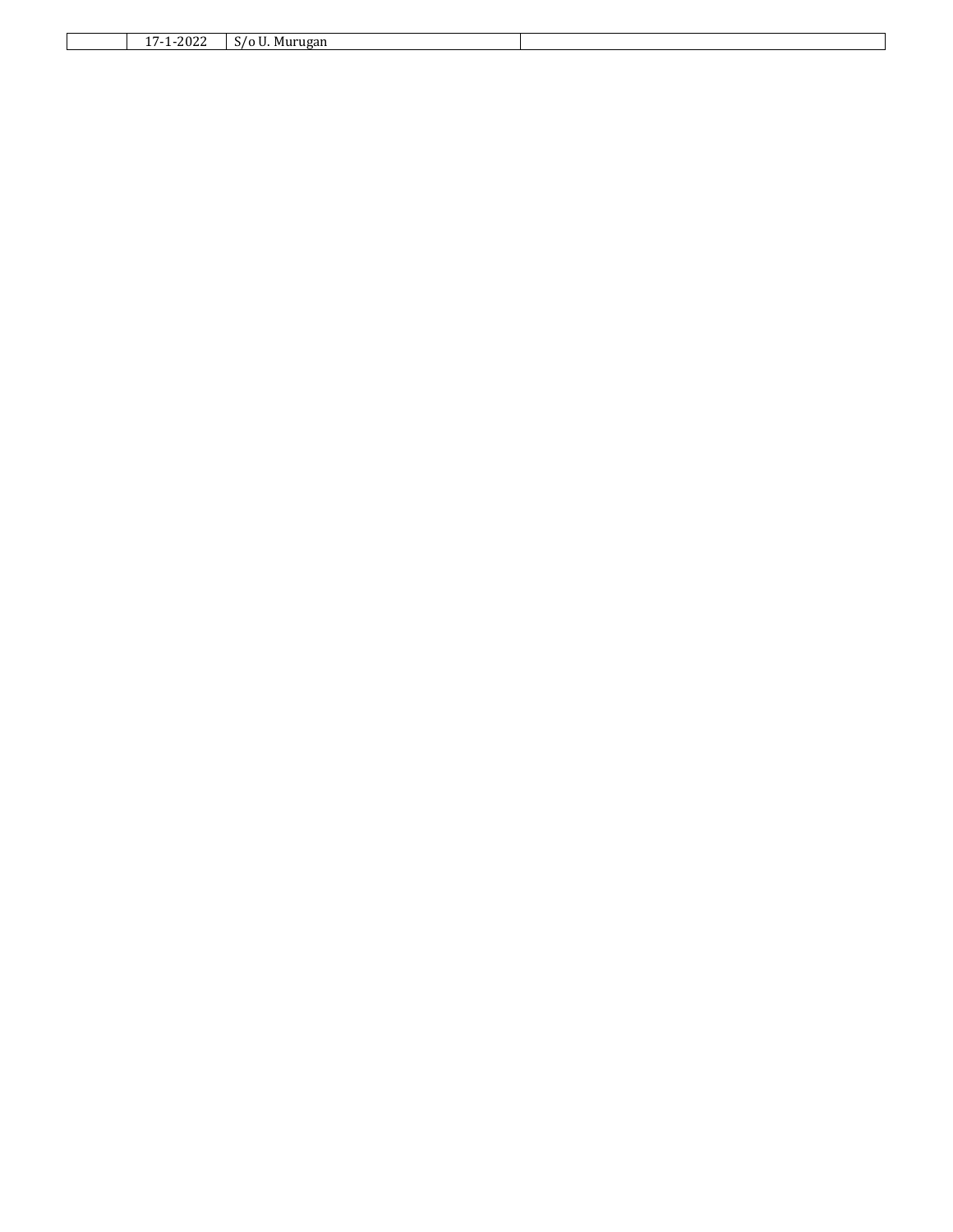| | | | |
|---|---|---|---|
| | 17-1-2022 | S/o U. Murugan | |